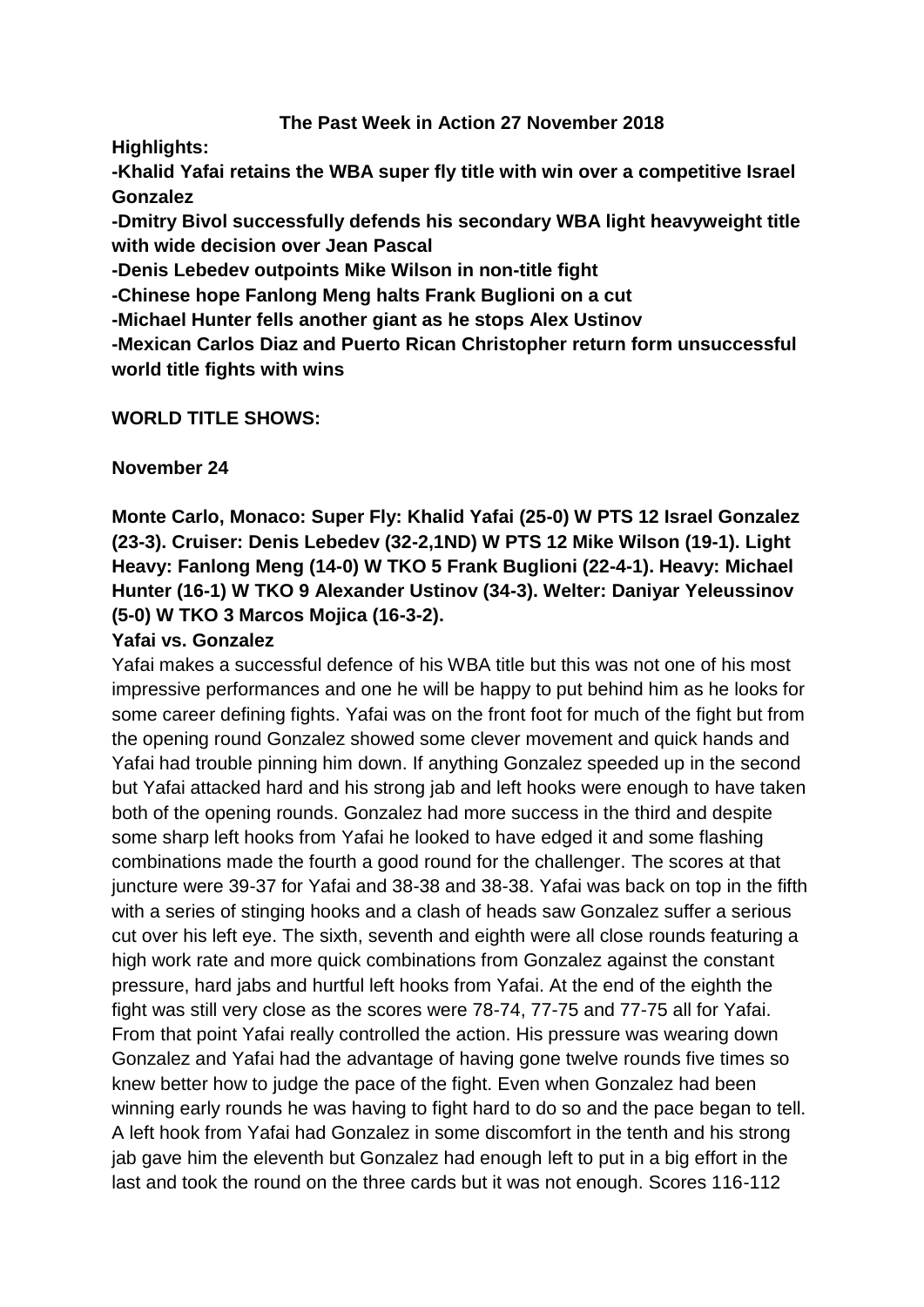**The Past Week in Action 27 November 2018**

**Highlights:**

**-Khalid Yafai retains the WBA super fly title with win over a competitive Israel Gonzalez**

**-Dmitry Bivol successfully defends his secondary WBA light heavyweight title with wide decision over Jean Pascal**

**-Denis Lebedev outpoints Mike Wilson in non-title fight**

**-Chinese hope Fanlong Meng halts Frank Buglioni on a cut**

**-Michael Hunter fells another giant as he stops Alex Ustinov**

**-Mexican Carlos Diaz and Puerto Rican Christopher return form unsuccessful world title fights with wins**

**WORLD TITLE SHOWS:**

**November 24**

**Monte Carlo, Monaco: Super Fly: Khalid Yafai (25-0) W PTS 12 Israel Gonzalez (23-3). Cruiser: Denis Lebedev (32-2,1ND) W PTS 12 Mike Wilson (19-1). Light Heavy: Fanlong Meng (14-0) W TKO 5 Frank Buglioni (22-4-1). Heavy: Michael Hunter (16-1) W TKO 9 Alexander Ustinov (34-3). Welter: Daniyar Yeleussinov (5-0) W TKO 3 Marcos Mojica (16-3-2).**

**Yafai vs. Gonzalez**

Yafai makes a successful defence of his WBA title but this was not one of his most impressive performances and one he will be happy to put behind him as he looks for some career defining fights. Yafai was on the front foot for much of the fight but from the opening round Gonzalez showed some clever movement and quick hands and Yafai had trouble pinning him down. If anything Gonzalez speeded up in the second but Yafai attacked hard and his strong jab and left hooks were enough to have taken both of the opening rounds. Gonzalez had more success in the third and despite some sharp left hooks from Yafai he looked to have edged it and some flashing combinations made the fourth a good round for the challenger. The scores at that juncture were 39-37 for Yafai and 38-38 and 38-38. Yafai was back on top in the fifth with a series of stinging hooks and a clash of heads saw Gonzalez suffer a serious cut over his left eye. The sixth, seventh and eighth were all close rounds featuring a high work rate and more quick combinations from Gonzalez against the constant pressure, hard jabs and hurtful left hooks from Yafai. At the end of the eighth the fight was still very close as the scores were 78-74, 77-75 and 77-75 all for Yafai. From that point Yafai really controlled the action. His pressure was wearing down Gonzalez and Yafai had the advantage of having gone twelve rounds five times so knew better how to judge the pace of the fight. Even when Gonzalez had been winning early rounds he was having to fight hard to do so and the pace began to tell. A left hook from Yafai had Gonzalez in some discomfort in the tenth and his strong jab gave him the eleventh but Gonzalez had enough left to put in a big effort in the last and took the round on the three cards but it was not enough. Scores 116-112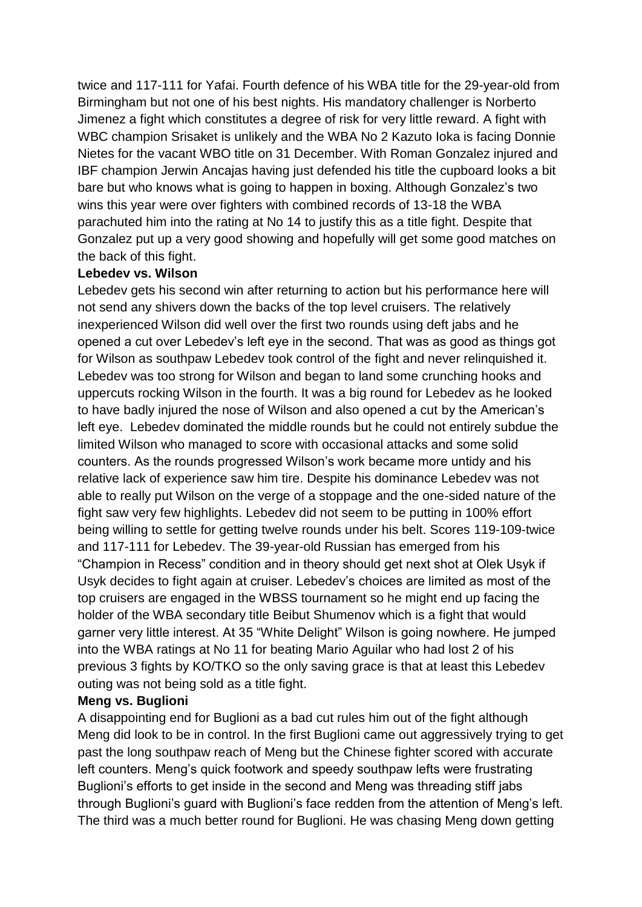twice and 117-111 for Yafai. Fourth defence of his WBA title for the 29-year-old from Birmingham but not one of his best nights. His mandatory challenger is Norberto Jimenez a fight which constitutes a degree of risk for very little reward. A fight with WBC champion Srisaket is unlikely and the WBA No 2 Kazuto Ioka is facing Donnie Nietes for the vacant WBO title on 31 December. With Roman Gonzalez injured and IBF champion Jerwin Ancajas having just defended his title the cupboard looks a bit bare but who knows what is going to happen in boxing. Although Gonzalez's two wins this year were over fighters with combined records of 13-18 the WBA parachuted him into the rating at No 14 to justify this as a title fight. Despite that Gonzalez put up a very good showing and hopefully will get some good matches on the back of this fight.

**Lebedev vs. Wilson**

Lebedev gets his second win after returning to action but his performance here will not send any shivers down the backs of the top level cruisers. The relatively inexperienced Wilson did well over the first two rounds using deft jabs and he opened a cut over Lebedev's left eye in the second. That was as good as things got for Wilson as southpaw Lebedev took control of the fight and never relinquished it. Lebedev was too strong for Wilson and began to land some crunching hooks and uppercuts rocking Wilson in the fourth. It was a big round for Lebedev as he looked to have badly injured the nose of Wilson and also opened a cut by the American's left eye. Lebedev dominated the middle rounds but he could not entirely subdue the limited Wilson who managed to score with occasional attacks and some solid counters. As the rounds progressed Wilson's work became more untidy and his relative lack of experience saw him tire. Despite his dominance Lebedev was not able to really put Wilson on the verge of a stoppage and the one-sided nature of the fight saw very few highlights. Lebedev did not seem to be putting in 100% effort being willing to settle for getting twelve rounds under his belt. Scores 119-109-twice and 117-111 for Lebedev. The 39-year-old Russian has emerged from his "Champion in Recess" condition and in theory should get next shot at Olek Usyk if Usyk decides to fight again at cruiser. Lebedev's choices are limited as most of the top cruisers are engaged in the WBSS tournament so he might end up facing the holder of the WBA secondary title Beibut Shumenov which is a fight that would garner very little interest. At 35 "White Delight" Wilson is going nowhere. He jumped into the WBA ratings at No 11 for beating Mario Aguilar who had lost 2 of his previous 3 fights by KO/TKO so the only saving grace is that at least this Lebedev outing was not being sold as a title fight.

**Meng vs. Buglioni**

A disappointing end for Buglioni as a bad cut rules him out of the fight although Meng did look to be in control. In the first Buglioni came out aggressively trying to get past the long southpaw reach of Meng but the Chinese fighter scored with accurate left counters. Meng's quick footwork and speedy southpaw lefts were frustrating Buglioni's efforts to get inside in the second and Meng was threading stiff jabs through Buglioni's guard with Buglioni's face redden from the attention of Meng's left. The third was a much better round for Buglioni. He was chasing Meng down getting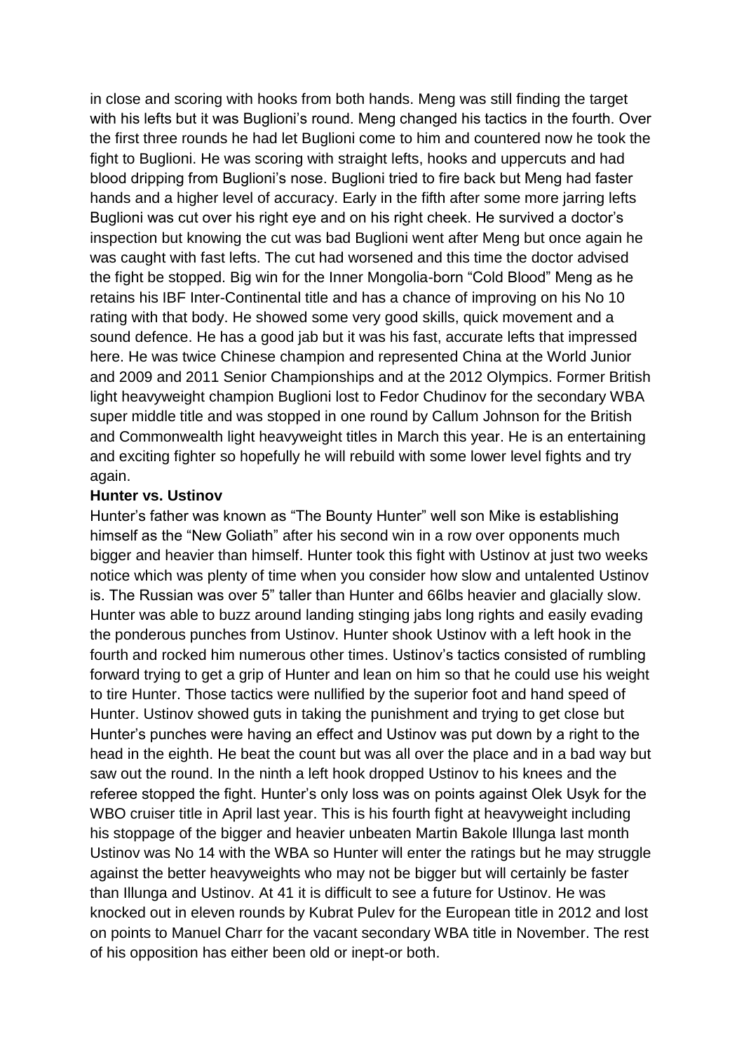in close and scoring with hooks from both hands. Meng was still finding the target with his lefts but it was Buglioni's round. Meng changed his tactics in the fourth. Over the first three rounds he had let Buglioni come to him and countered now he took the fight to Buglioni. He was scoring with straight lefts, hooks and uppercuts and had blood dripping from Buglioni's nose. Buglioni tried to fire back but Meng had faster hands and a higher level of accuracy. Early in the fifth after some more jarring lefts Buglioni was cut over his right eye and on his right cheek. He survived a doctor's inspection but knowing the cut was bad Buglioni went after Meng but once again he was caught with fast lefts. The cut had worsened and this time the doctor advised the fight be stopped. Big win for the Inner Mongolia-born "Cold Blood" Meng as he retains his IBF Inter-Continental title and has a chance of improving on his No 10 rating with that body. He showed some very good skills, quick movement and a sound defence. He has a good jab but it was his fast, accurate lefts that impressed here. He was twice Chinese champion and represented China at the World Junior and 2009 and 2011 Senior Championships and at the 2012 Olympics. Former British light heavyweight champion Buglioni lost to Fedor Chudinov for the secondary WBA super middle title and was stopped in one round by Callum Johnson for the British and Commonwealth light heavyweight titles in March this year. He is an entertaining and exciting fighter so hopefully he will rebuild with some lower level fights and try again.

**Hunter vs. Ustinov**

Hunter's father was known as "The Bounty Hunter" well son Mike is establishing himself as the "New Goliath" after his second win in a row over opponents much bigger and heavier than himself. Hunter took this fight with Ustinov at just two weeks notice which was plenty of time when you consider how slow and untalented Ustinov is. The Russian was over 5" taller than Hunter and 66lbs heavier and glacially slow. Hunter was able to buzz around landing stinging jabs long rights and easily evading the ponderous punches from Ustinov. Hunter shook Ustinov with a left hook in the fourth and rocked him numerous other times. Ustinov's tactics consisted of rumbling forward trying to get a grip of Hunter and lean on him so that he could use his weight to tire Hunter. Those tactics were nullified by the superior foot and hand speed of Hunter. Ustinov showed guts in taking the punishment and trying to get close but Hunter's punches were having an effect and Ustinov was put down by a right to the head in the eighth. He beat the count but was all over the place and in a bad way but saw out the round. In the ninth a left hook dropped Ustinov to his knees and the referee stopped the fight. Hunter's only loss was on points against Olek Usyk for the WBO cruiser title in April last year. This is his fourth fight at heavyweight including his stoppage of the bigger and heavier unbeaten Martin Bakole Illunga last month Ustinov was No 14 with the WBA so Hunter will enter the ratings but he may struggle against the better heavyweights who may not be bigger but will certainly be faster than Illunga and Ustinov. At 41 it is difficult to see a future for Ustinov. He was knocked out in eleven rounds by Kubrat Pulev for the European title in 2012 and lost on points to Manuel Charr for the vacant secondary WBA title in November. The rest of his opposition has either been old or inept-or both.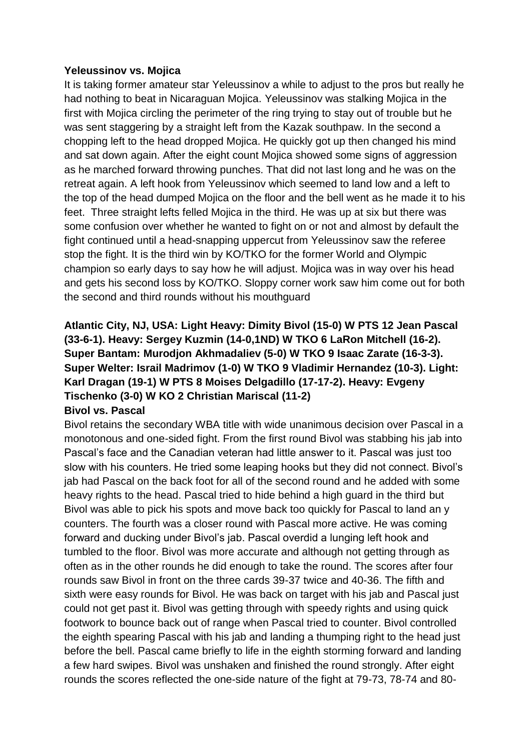**Yeleussinov vs. Mojica**

It is taking former amateur star Yeleussinov a while to adjust to the pros but really he had nothing to beat in Nicaraguan Mojica. Yeleussinov was stalking Mojica in the first with Mojica circling the perimeter of the ring trying to stay out of trouble but he was sent staggering by a straight left from the Kazak southpaw. In the second a chopping left to the head dropped Mojica. He quickly got up then changed his mind and sat down again. After the eight count Mojica showed some signs of aggression as he marched forward throwing punches. That did not last long and he was on the retreat again. A left hook from Yeleussinov which seemed to land low and a left to the top of the head dumped Mojica on the floor and the bell went as he made it to his feet. Three straight lefts felled Mojica in the third. He was up at six but there was some confusion over whether he wanted to fight on or not and almost by default the fight continued until a head-snapping uppercut from Yeleussinov saw the referee stop the fight. It is the third win by KO/TKO for the former World and Olympic champion so early days to say how he will adjust. Mojica was in way over his head and gets his second loss by KO/TKO. Sloppy corner work saw him come out for both the second and third rounds without his mouthguard

**Atlantic City, NJ, USA: Light Heavy: Dimity Bivol (15-0) W PTS 12 Jean Pascal (33-6-1). Heavy: Sergey Kuzmin (14-0,1ND) W TKO 6 LaRon Mitchell (16-2). Super Bantam: Murodjon Akhmadaliev (5-0) W TKO 9 Isaac Zarate (16-3-3). Super Welter: Israil Madrimov (1-0) W TKO 9 Vladimir Hernandez (10-3). Light: Karl Dragan (19-1) W PTS 8 Moises Delgadillo (17-17-2). Heavy: Evgeny Tischenko (3-0) W KO 2 Christian Mariscal (11-2)**

**Bivol vs. Pascal**

Bivol retains the secondary WBA title with wide unanimous decision over Pascal in a monotonous and one-sided fight. From the first round Bivol was stabbing his jab into Pascal's face and the Canadian veteran had little answer to it. Pascal was just too slow with his counters. He tried some leaping hooks but they did not connect. Bivol's jab had Pascal on the back foot for all of the second round and he added with some heavy rights to the head. Pascal tried to hide behind a high guard in the third but Bivol was able to pick his spots and move back too quickly for Pascal to land an y counters. The fourth was a closer round with Pascal more active. He was coming forward and ducking under Bivol's jab. Pascal overdid a lunging left hook and tumbled to the floor. Bivol was more accurate and although not getting through as often as in the other rounds he did enough to take the round. The scores after four rounds saw Bivol in front on the three cards 39-37 twice and 40-36. The fifth and sixth were easy rounds for Bivol. He was back on target with his jab and Pascal just could not get past it. Bivol was getting through with speedy rights and using quick footwork to bounce back out of range when Pascal tried to counter. Bivol controlled the eighth spearing Pascal with his jab and landing a thumping right to the head just before the bell. Pascal came briefly to life in the eighth storming forward and landing a few hard swipes. Bivol was unshaken and finished the round strongly. After eight rounds the scores reflected the one-side nature of the fight at 79-73, 78-74 and 80-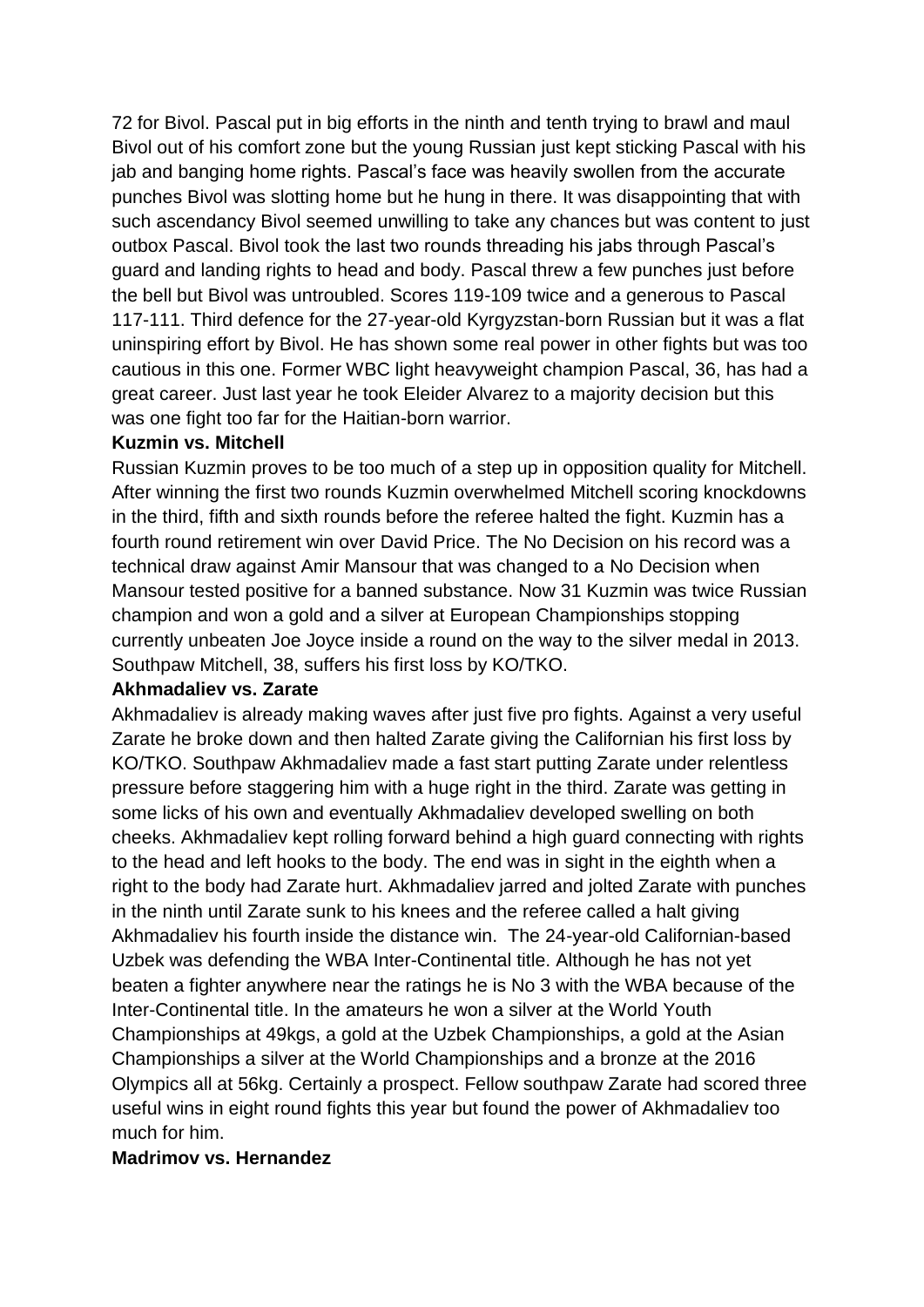72 for Bivol. Pascal put in big efforts in the ninth and tenth trying to brawl and maul Bivol out of his comfort zone but the young Russian just kept sticking Pascal with his jab and banging home rights. Pascal's face was heavily swollen from the accurate punches Bivol was slotting home but he hung in there. It was disappointing that with such ascendancy Bivol seemed unwilling to take any chances but was content to just outbox Pascal. Bivol took the last two rounds threading his jabs through Pascal's guard and landing rights to head and body. Pascal threw a few punches just before the bell but Bivol was untroubled. Scores 119-109 twice and a generous to Pascal 117-111. Third defence for the 27-year-old Kyrgyzstan-born Russian but it was a flat uninspiring effort by Bivol. He has shown some real power in other fights but was too cautious in this one. Former WBC light heavyweight champion Pascal, 36, has had a great career. Just last year he took Eleider Alvarez to a majority decision but this was one fight too far for the Haitian-born warrior.

**Kuzmin vs. Mitchell**

Russian Kuzmin proves to be too much of a step up in opposition quality for Mitchell. After winning the first two rounds Kuzmin overwhelmed Mitchell scoring knockdowns in the third, fifth and sixth rounds before the referee halted the fight. Kuzmin has a fourth round retirement win over David Price. The No Decision on his record was a technical draw against Amir Mansour that was changed to a No Decision when Mansour tested positive for a banned substance. Now 31 Kuzmin was twice Russian champion and won a gold and a silver at European Championships stopping currently unbeaten Joe Joyce inside a round on the way to the silver medal in 2013. Southpaw Mitchell, 38, suffers his first loss by KO/TKO.

**Akhmadaliev vs. Zarate**

Akhmadaliev is already making waves after just five pro fights. Against a very useful Zarate he broke down and then halted Zarate giving the Californian his first loss by KO/TKO. Southpaw Akhmadaliev made a fast start putting Zarate under relentless pressure before staggering him with a huge right in the third. Zarate was getting in some licks of his own and eventually Akhmadaliev developed swelling on both cheeks. Akhmadaliev kept rolling forward behind a high guard connecting with rights to the head and left hooks to the body. The end was in sight in the eighth when a right to the body had Zarate hurt. Akhmadaliev jarred and jolted Zarate with punches in the ninth until Zarate sunk to his knees and the referee called a halt giving Akhmadaliev his fourth inside the distance win. The 24-year-old Californian-based Uzbek was defending the WBA Inter-Continental title. Although he has not yet beaten a fighter anywhere near the ratings he is No 3 with the WBA because of the Inter-Continental title. In the amateurs he won a silver at the World Youth Championships at 49kgs, a gold at the Uzbek Championships, a gold at the Asian Championships a silver at the World Championships and a bronze at the 2016 Olympics all at 56kg. Certainly a prospect. Fellow southpaw Zarate had scored three useful wins in eight round fights this year but found the power of Akhmadaliev too much for him.

**Madrimov vs. Hernandez**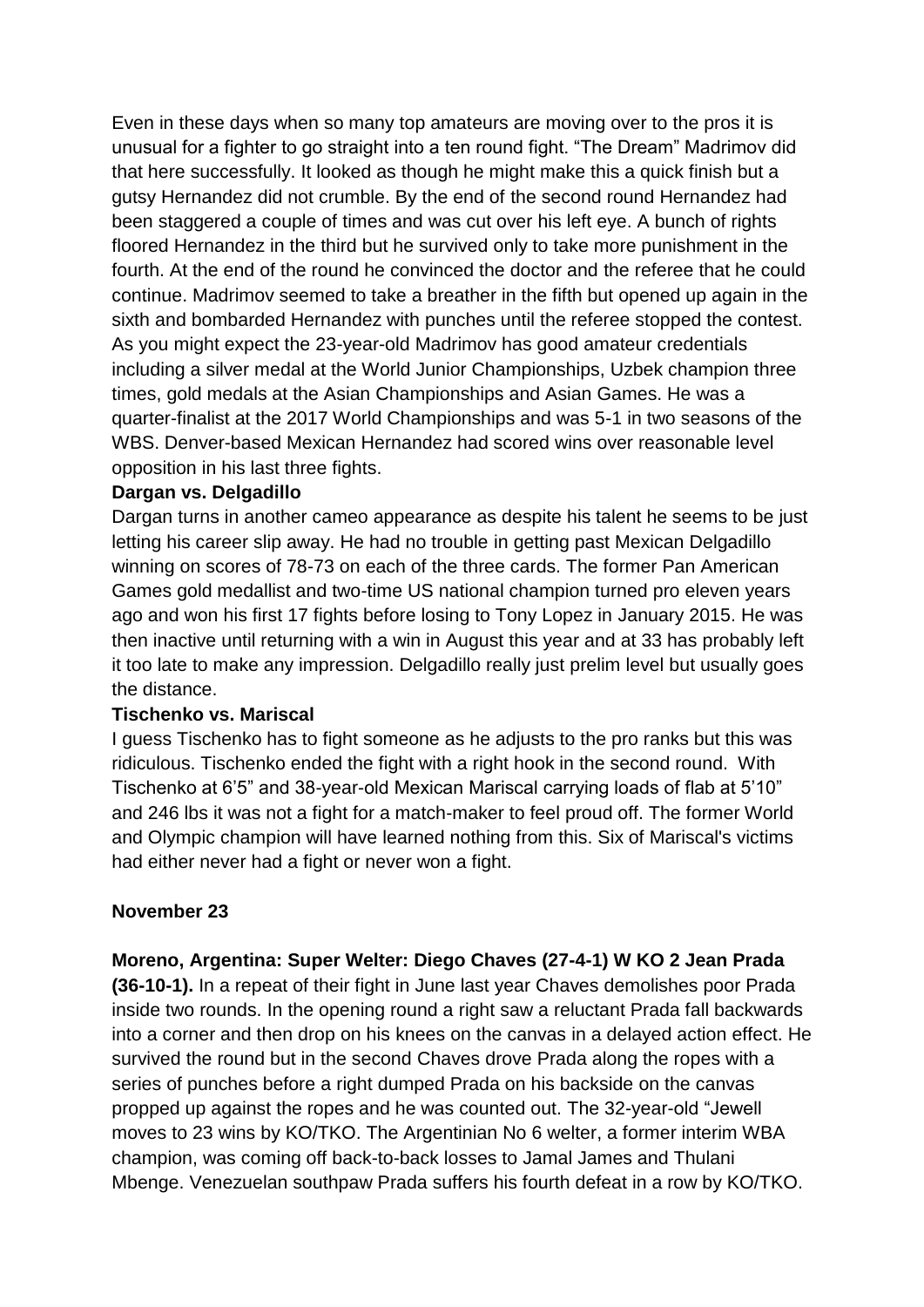Even in these days when so many top amateurs are moving over to the pros it is unusual for a fighter to go straight into a ten round fight. "The Dream" Madrimov did that here successfully. It looked as though he might make this a quick finish but a gutsy Hernandez did not crumble. By the end of the second round Hernandez had been staggered a couple of times and was cut over his left eye. A bunch of rights floored Hernandez in the third but he survived only to take more punishment in the fourth. At the end of the round he convinced the doctor and the referee that he could continue. Madrimov seemed to take a breather in the fifth but opened up again in the sixth and bombarded Hernandez with punches until the referee stopped the contest. As you might expect the 23-year-old Madrimov has good amateur credentials including a silver medal at the World Junior Championships, Uzbek champion three times, gold medals at the Asian Championships and Asian Games. He was a quarter-finalist at the 2017 World Championships and was 5-1 in two seasons of the WBS. Denver-based Mexican Hernandez had scored wins over reasonable level opposition in his last three fights.

**Dargan vs. Delgadillo**

Dargan turns in another cameo appearance as despite his talent he seems to be just letting his career slip away. He had no trouble in getting past Mexican Delgadillo winning on scores of 78-73 on each of the three cards. The former Pan American Games gold medallist and two-time US national champion turned pro eleven years ago and won his first 17 fights before losing to Tony Lopez in January 2015. He was then inactive until returning with a win in August this year and at 33 has probably left it too late to make any impression. Delgadillo really just prelim level but usually goes the distance.

**Tischenko vs. Mariscal**

I guess Tischenko has to fight someone as he adjusts to the pro ranks but this was ridiculous. Tischenko ended the fight with a right hook in the second round. With Tischenko at 6'5" and 38-year-old Mexican Mariscal carrying loads of flab at 5'10" and 246 lbs it was not a fight for a match-maker to feel proud off. The former World and Olympic champion will have learned nothing from this. Six of Mariscal's victims had either never had a fight or never won a fight.

**November 23**

**Moreno, Argentina: Super Welter: Diego Chaves (27-4-1) W KO 2 Jean Prada (36-10-1).** In a repeat of their fight in June last year Chaves demolishes poor Prada inside two rounds. In the opening round a right saw a reluctant Prada fall backwards into a corner and then drop on his knees on the canvas in a delayed action effect. He survived the round but in the second Chaves drove Prada along the ropes with a series of punches before a right dumped Prada on his backside on the canvas propped up against the ropes and he was counted out. The 32-year-old "Jewell moves to 23 wins by KO/TKO. The Argentinian No 6 welter, a former interim WBA champion, was coming off back-to-back losses to Jamal James and Thulani Mbenge. Venezuelan southpaw Prada suffers his fourth defeat in a row by KO/TKO.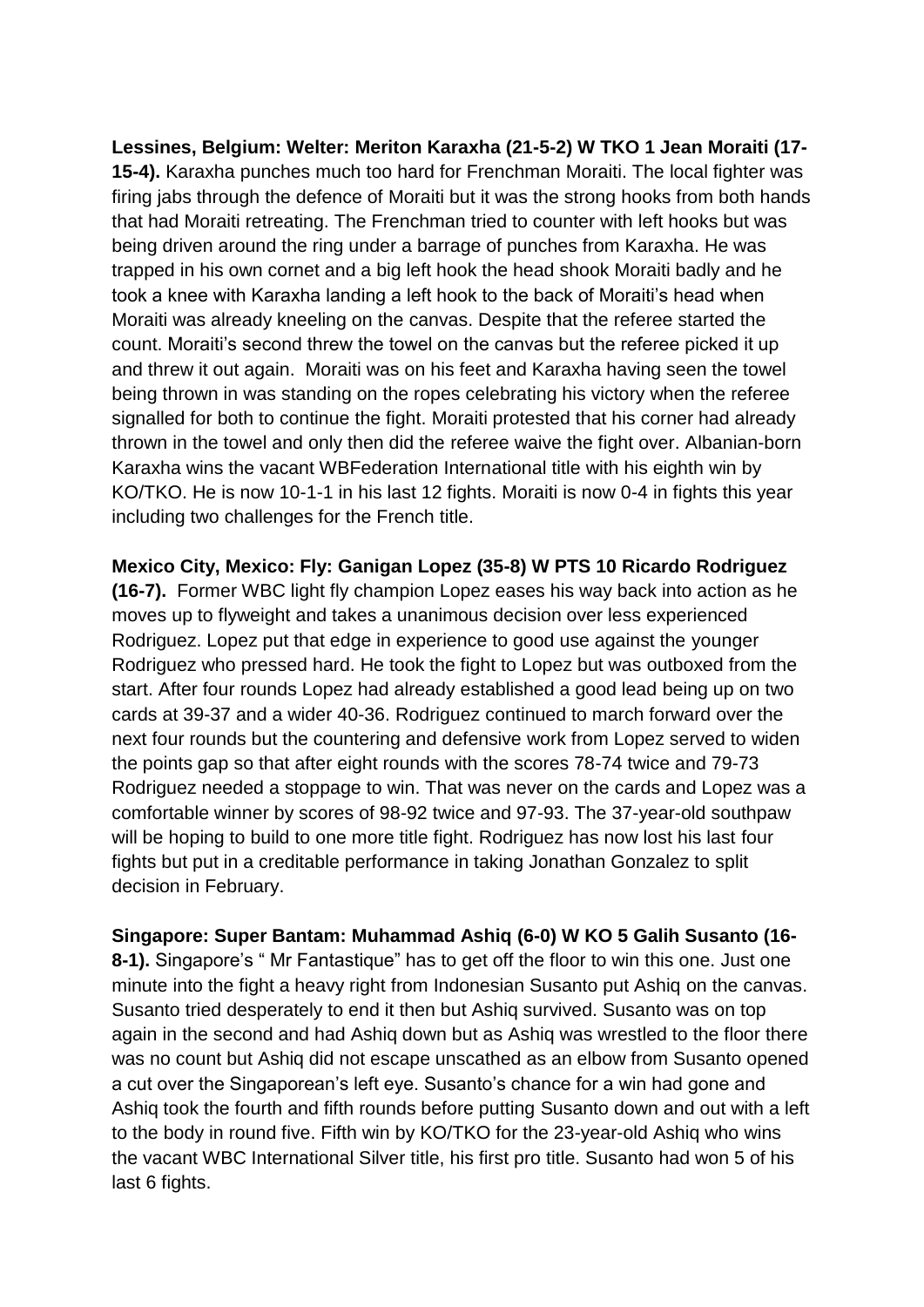**Lessines, Belgium: Welter: Meriton Karaxha (21-5-2) W TKO 1 Jean Moraiti (17-15-4).** Karaxha punches much too hard for Frenchman Moraiti. The local fighter was firing jabs through the defence of Moraiti but it was the strong hooks from both hands that had Moraiti retreating. The Frenchman tried to counter with left hooks but was being driven around the ring under a barrage of punches from Karaxha. He was trapped in his own cornet and a big left hook the head shook Moraiti badly and he took a knee with Karaxha landing a left hook to the back of Moraiti's head when Moraiti was already kneeling on the canvas. Despite that the referee started the count. Moraiti's second threw the towel on the canvas but the referee picked it up and threw it out again. Moraiti was on his feet and Karaxha having seen the towel being thrown in was standing on the ropes celebrating his victory when the referee signalled for both to continue the fight. Moraiti protested that his corner had already thrown in the towel and only then did the referee waive the fight over. Albanian-born Karaxha wins the vacant WBFederation International title with his eighth win by KO/TKO. He is now 10-1-1 in his last 12 fights. Moraiti is now 0-4 in fights this year including two challenges for the French title.

**Mexico City, Mexico: Fly: Ganigan Lopez (35-8) W PTS 10 Ricardo Rodriguez (16-7).** Former WBC light fly champion Lopez eases his way back into action as he moves up to flyweight and takes a unanimous decision over less experienced Rodriguez. Lopez put that edge in experience to good use against the younger Rodriguez who pressed hard. He took the fight to Lopez but was outboxed from the start. After four rounds Lopez had already established a good lead being up on two cards at 39-37 and a wider 40-36. Rodriguez continued to march forward over the next four rounds but the countering and defensive work from Lopez served to widen the points gap so that after eight rounds with the scores 78-74 twice and 79-73 Rodriguez needed a stoppage to win. That was never on the cards and Lopez was a comfortable winner by scores of 98-92 twice and 97-93. The 37-year-old southpaw will be hoping to build to one more title fight. Rodriguez has now lost his last four fights but put in a creditable performance in taking Jonathan Gonzalez to split decision in February.

**Singapore: Super Bantam: Muhammad Ashiq (6-0) W KO 5 Galih Susanto (16-8-1).** Singapore's " Mr Fantastique" has to get off the floor to win this one. Just one minute into the fight a heavy right from Indonesian Susanto put Ashiq on the canvas. Susanto tried desperately to end it then but Ashiq survived. Susanto was on top again in the second and had Ashiq down but as Ashiq was wrestled to the floor there was no count but Ashiq did not escape unscathed as an elbow from Susanto opened a cut over the Singaporean's left eye. Susanto's chance for a win had gone and Ashiq took the fourth and fifth rounds before putting Susanto down and out with a left to the body in round five. Fifth win by KO/TKO for the 23-year-old Ashiq who wins the vacant WBC International Silver title, his first pro title. Susanto had won 5 of his last 6 fights.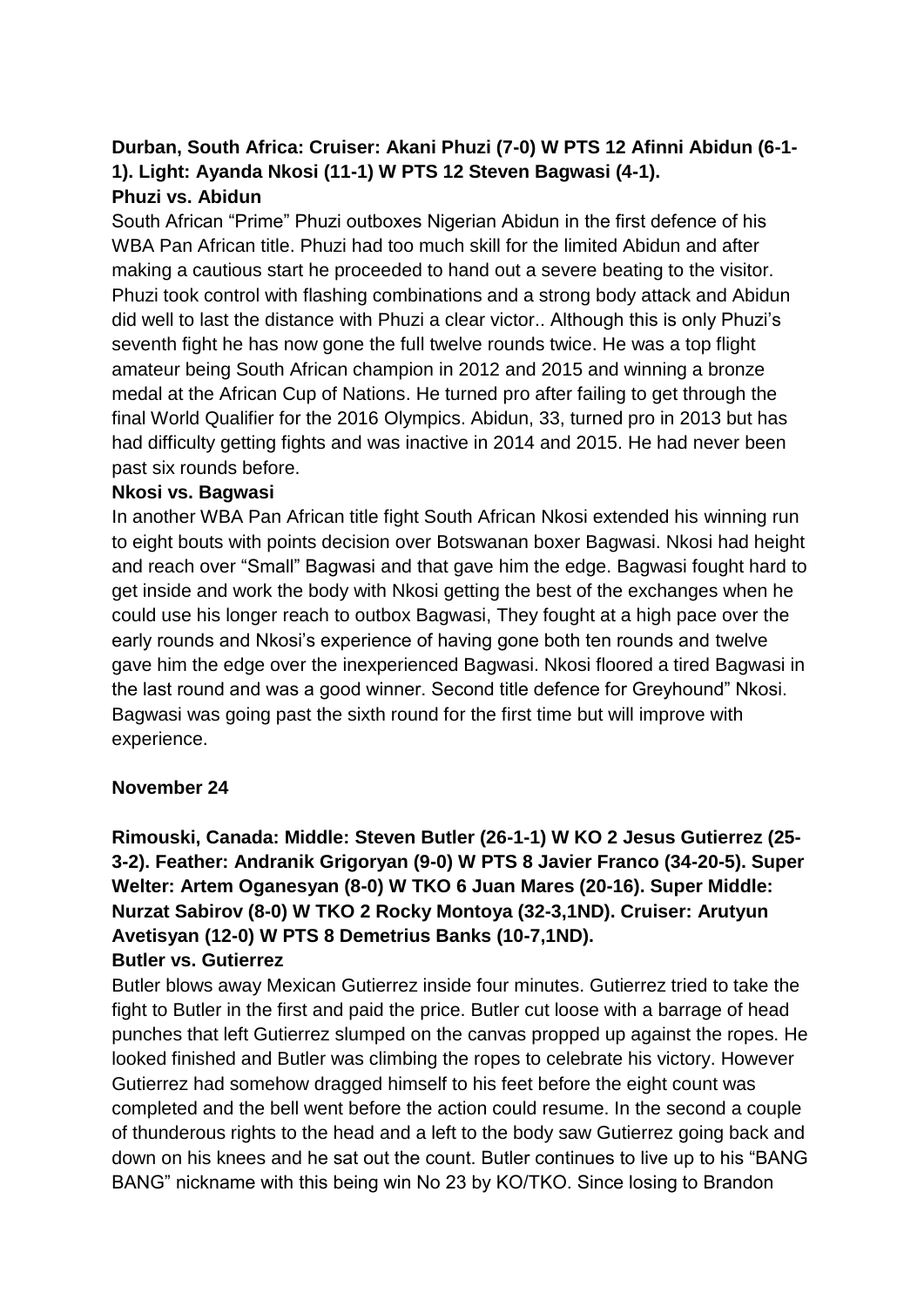**Durban, South Africa: Cruiser: Akani Phuzi (7-0) W PTS 12 Afinni Abidun (6-1-1). Light: Ayanda Nkosi (11-1) W PTS 12 Steven Bagwasi (4-1).**

**Phuzi vs. Abidun**

South African "Prime" Phuzi outboxes Nigerian Abidun in the first defence of his WBA Pan African title. Phuzi had too much skill for the limited Abidun and after making a cautious start he proceeded to hand out a severe beating to the visitor. Phuzi took control with flashing combinations and a strong body attack and Abidun did well to last the distance with Phuzi a clear victor.. Although this is only Phuzi's seventh fight he has now gone the full twelve rounds twice. He was a top flight amateur being South African champion in 2012 and 2015 and winning a bronze medal at the African Cup of Nations. He turned pro after failing to get through the final World Qualifier for the 2016 Olympics. Abidun, 33, turned pro in 2013 but has had difficulty getting fights and was inactive in 2014 and 2015. He had never been past six rounds before.

**Nkosi vs. Bagwasi**

In another WBA Pan African title fight South African Nkosi extended his winning run to eight bouts with points decision over Botswanan boxer Bagwasi. Nkosi had height and reach over "Small" Bagwasi and that gave him the edge. Bagwasi fought hard to get inside and work the body with Nkosi getting the best of the exchanges when he could use his longer reach to outbox Bagwasi, They fought at a high pace over the early rounds and Nkosi's experience of having gone both ten rounds and twelve gave him the edge over the inexperienced Bagwasi. Nkosi floored a tired Bagwasi in the last round and was a good winner. Second title defence for Greyhound" Nkosi. Bagwasi was going past the sixth round for the first time but will improve with experience.

**November 24**

**Rimouski, Canada: Middle: Steven Butler (26-1-1) W KO 2 Jesus Gutierrez (25-3-2). Feather: Andranik Grigoryan (9-0) W PTS 8 Javier Franco (34-20-5). Super Welter: Artem Oganesyan (8-0) W TKO 6 Juan Mares (20-16). Super Middle: Nurzat Sabirov (8-0) W TKO 2 Rocky Montoya (32-3,1ND). Cruiser: Arutyun Avetisyan (12-0) W PTS 8 Demetrius Banks (10-7,1ND).**

**Butler vs. Gutierrez**

Butler blows away Mexican Gutierrez inside four minutes. Gutierrez tried to take the fight to Butler in the first and paid the price. Butler cut loose with a barrage of head punches that left Gutierrez slumped on the canvas propped up against the ropes. He looked finished and Butler was climbing the ropes to celebrate his victory. However Gutierrez had somehow dragged himself to his feet before the eight count was completed and the bell went before the action could resume. In the second a couple of thunderous rights to the head and a left to the body saw Gutierrez going back and down on his knees and he sat out the count. Butler continues to live up to his "BANG BANG" nickname with this being win No 23 by KO/TKO. Since losing to Brandon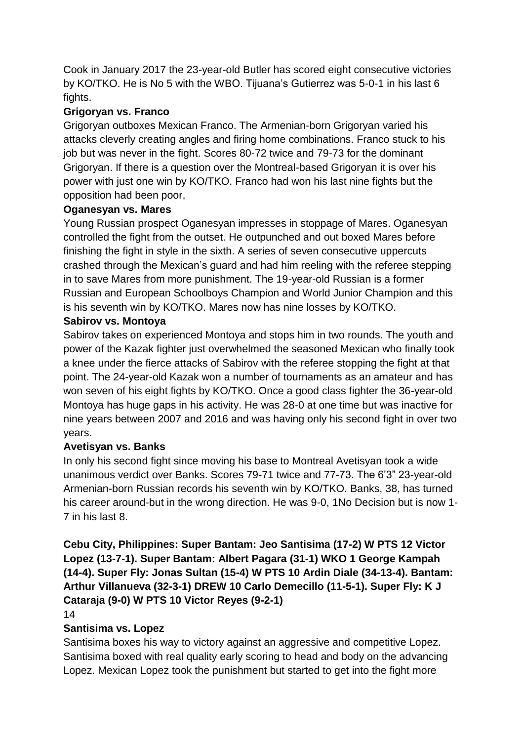Cook in January 2017 the 23-year-old Butler has scored eight consecutive victories by KO/TKO. He is No 5 with the WBO. Tijuana's Gutierrez was 5-0-1 in his last 6 fights.

**Grigoryan vs. Franco**

Grigoryan outboxes Mexican Franco. The Armenian-born Grigoryan varied his attacks cleverly creating angles and firing home combinations. Franco stuck to his job but was never in the fight. Scores 80-72 twice and 79-73 for the dominant Grigoryan. If there is a question over the Montreal-based Grigoryan it is over his power with just one win by KO/TKO. Franco had won his last nine fights but the opposition had been poor,

**Oganesyan vs. Mares**

Young Russian prospect Oganesyan impresses in stoppage of Mares. Oganesyan controlled the fight from the outset. He outpunched and out boxed Mares before finishing the fight in style in the sixth. A series of seven consecutive uppercuts crashed through the Mexican's guard and had him reeling with the referee stepping in to save Mares from more punishment. The 19-year-old Russian is a former Russian and European Schoolboys Champion and World Junior Champion and this is his seventh win by KO/TKO. Mares now has nine losses by KO/TKO.

**Sabirov vs. Montoya**

Sabirov takes on experienced Montoya and stops him in two rounds. The youth and power of the Kazak fighter just overwhelmed the seasoned Mexican who finally took a knee under the fierce attacks of Sabirov with the referee stopping the fight at that point. The 24-year-old Kazak won a number of tournaments as an amateur and has won seven of his eight fights by KO/TKO. Once a good class fighter the 36-year-old Montoya has huge gaps in his activity. He was 28-0 at one time but was inactive for nine years between 2007 and 2016 and was having only his second fight in over two years.

**Avetisyan vs. Banks**

In only his second fight since moving his base to Montreal Avetisyan took a wide unanimous verdict over Banks. Scores 79-71 twice and 77-73. The 6'3" 23-year-old Armenian-born Russian records his seventh win by KO/TKO. Banks, 38, has turned his career around-but in the wrong direction. He was 9-0, 1No Decision but is now 1-7 in his last 8.

**Cebu City, Philippines: Super Bantam: Jeo Santisima (17-2) W PTS 12 Victor Lopez (13-7-1). Super Bantam: Albert Pagara (31-1) WKO 1 George Kampah (14-4). Super Fly: Jonas Sultan (15-4) W PTS 10 Ardin Diale (34-13-4). Bantam: Arthur Villanueva (32-3-1) DREW 10 Carlo Demecillo (11-5-1). Super Fly: K J Cataraja (9-0) W PTS 10 Victor Reyes (9-2-1)**

14

**Santisima vs. Lopez**

Santisima boxes his way to victory against an aggressive and competitive Lopez. Santisima boxed with real quality early scoring to head and body on the advancing Lopez. Mexican Lopez took the punishment but started to get into the fight more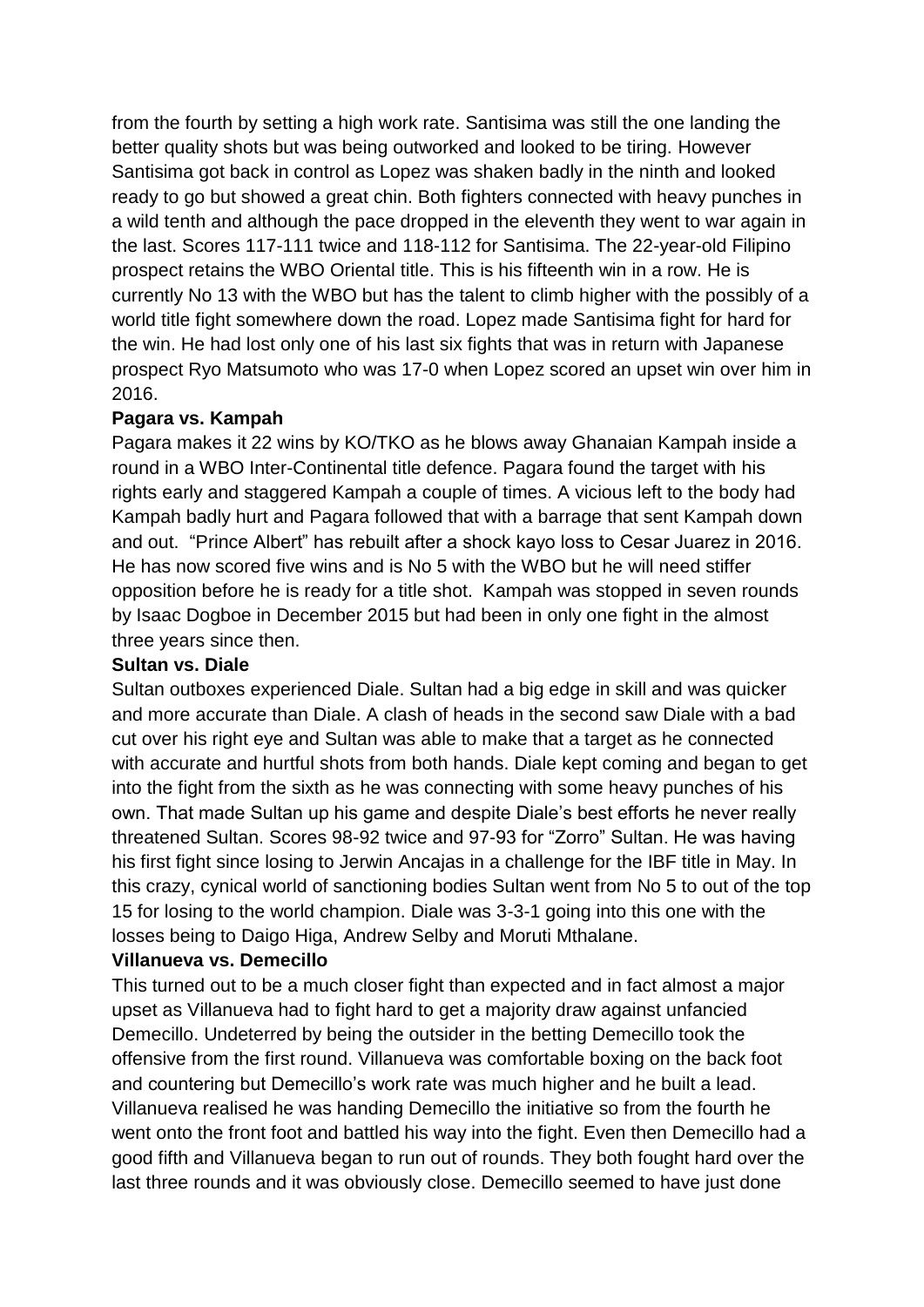from the fourth by setting a high work rate. Santisima was still the one landing the better quality shots but was being outworked and looked to be tiring. However Santisima got back in control as Lopez was shaken badly in the ninth and looked ready to go but showed a great chin. Both fighters connected with heavy punches in a wild tenth and although the pace dropped in the eleventh they went to war again in the last. Scores 117-111 twice and 118-112 for Santisima. The 22-year-old Filipino prospect retains the WBO Oriental title. This is his fifteenth win in a row. He is currently No 13 with the WBO but has the talent to climb higher with the possibly of a world title fight somewhere down the road. Lopez made Santisima fight for hard for the win. He had lost only one of his last six fights that was in return with Japanese prospect Ryo Matsumoto who was 17-0 when Lopez scored an upset win over him in 2016.

**Pagara vs. Kampah**

Pagara makes it 22 wins by KO/TKO as he blows away Ghanaian Kampah inside a round in a WBO Inter-Continental title defence. Pagara found the target with his rights early and staggered Kampah a couple of times. A vicious left to the body had Kampah badly hurt and Pagara followed that with a barrage that sent Kampah down and out. "Prince Albert" has rebuilt after a shock kayo loss to Cesar Juarez in 2016. He has now scored five wins and is No 5 with the WBO but he will need stiffer opposition before he is ready for a title shot. Kampah was stopped in seven rounds by Isaac Dogboe in December 2015 but had been in only one fight in the almost three years since then.

**Sultan vs. Diale**

Sultan outboxes experienced Diale. Sultan had a big edge in skill and was quicker and more accurate than Diale. A clash of heads in the second saw Diale with a bad cut over his right eye and Sultan was able to make that a target as he connected with accurate and hurtful shots from both hands. Diale kept coming and began to get into the fight from the sixth as he was connecting with some heavy punches of his own. That made Sultan up his game and despite Diale's best efforts he never really threatened Sultan. Scores 98-92 twice and 97-93 for "Zorro" Sultan. He was having his first fight since losing to Jerwin Ancajas in a challenge for the IBF title in May. In this crazy, cynical world of sanctioning bodies Sultan went from No 5 to out of the top 15 for losing to the world champion. Diale was 3-3-1 going into this one with the losses being to Daigo Higa, Andrew Selby and Moruti Mthalane.

**Villanueva vs. Demecillo**

This turned out to be a much closer fight than expected and in fact almost a major upset as Villanueva had to fight hard to get a majority draw against unfancied Demecillo. Undeterred by being the outsider in the betting Demecillo took the offensive from the first round. Villanueva was comfortable boxing on the back foot and countering but Demecillo's work rate was much higher and he built a lead. Villanueva realised he was handing Demecillo the initiative so from the fourth he went onto the front foot and battled his way into the fight. Even then Demecillo had a good fifth and Villanueva began to run out of rounds. They both fought hard over the last three rounds and it was obviously close. Demecillo seemed to have just done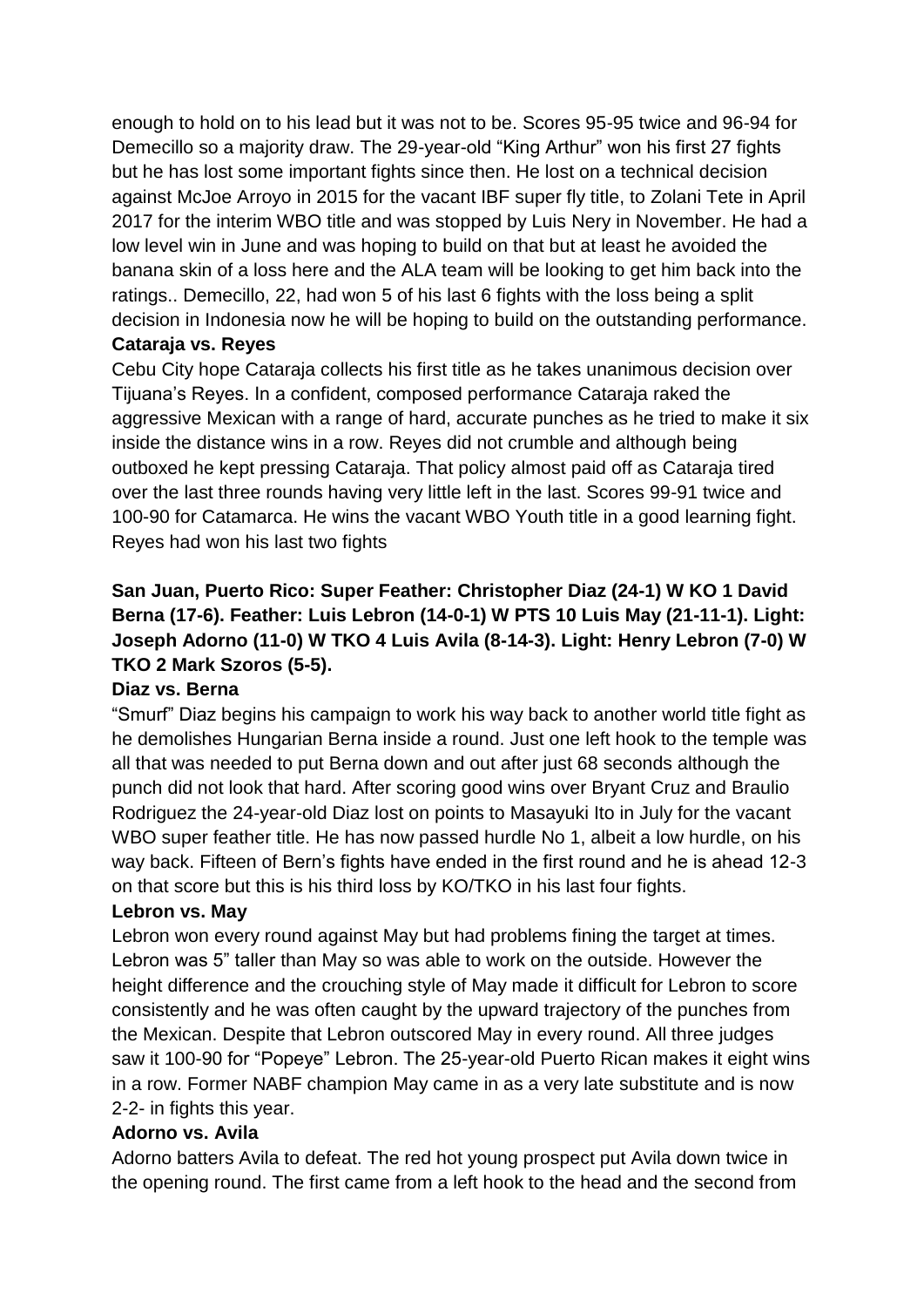enough to hold on to his lead but it was not to be. Scores 95-95 twice and 96-94 for Demecillo so a majority draw. The 29-year-old "King Arthur" won his first 27 fights but he has lost some important fights since then. He lost on a technical decision against McJoe Arroyo in 2015 for the vacant IBF super fly title, to Zolani Tete in April 2017 for the interim WBO title and was stopped by Luis Nery in November. He had a low level win in June and was hoping to build on that but at least he avoided the banana skin of a loss here and the ALA team will be looking to get him back into the ratings.. Demecillo, 22, had won 5 of his last 6 fights with the loss being a split decision in Indonesia now he will be hoping to build on the outstanding performance.

**Cataraja vs. Reyes**

Cebu City hope Cataraja collects his first title as he takes unanimous decision over Tijuana's Reyes. In a confident, composed performance Cataraja raked the aggressive Mexican with a range of hard, accurate punches as he tried to make it six inside the distance wins in a row. Reyes did not crumble and although being outboxed he kept pressing Cataraja. That policy almost paid off as Cataraja tired over the last three rounds having very little left in the last. Scores 99-91 twice and 100-90 for Catamarca. He wins the vacant WBO Youth title in a good learning fight. Reyes had won his last two fights

**San Juan, Puerto Rico: Super Feather: Christopher Diaz (24-1) W KO 1 David Berna (17-6). Feather: Luis Lebron (14-0-1) W PTS 10 Luis May (21-11-1). Light: Joseph Adorno (11-0) W TKO 4 Luis Avila (8-14-3). Light: Henry Lebron (7-0) W TKO 2 Mark Szoros (5-5).**

**Diaz vs. Berna**

"Smurf" Diaz begins his campaign to work his way back to another world title fight as he demolishes Hungarian Berna inside a round. Just one left hook to the temple was all that was needed to put Berna down and out after just 68 seconds although the punch did not look that hard. After scoring good wins over Bryant Cruz and Braulio Rodriguez the 24-year-old Diaz lost on points to Masayuki Ito in July for the vacant WBO super feather title. He has now passed hurdle No 1, albeit a low hurdle, on his way back. Fifteen of Bern's fights have ended in the first round and he is ahead 12-3 on that score but this is his third loss by KO/TKO in his last four fights.

**Lebron vs. May**

Lebron won every round against May but had problems fining the target at times. Lebron was 5" taller than May so was able to work on the outside. However the height difference and the crouching style of May made it difficult for Lebron to score consistently and he was often caught by the upward trajectory of the punches from the Mexican. Despite that Lebron outscored May in every round. All three judges saw it 100-90 for "Popeye" Lebron. The 25-year-old Puerto Rican makes it eight wins in a row. Former NABF champion May came in as a very late substitute and is now 2-2- in fights this year.

**Adorno vs. Avila**

Adorno batters Avila to defeat. The red hot young prospect put Avila down twice in the opening round. The first came from a left hook to the head and the second from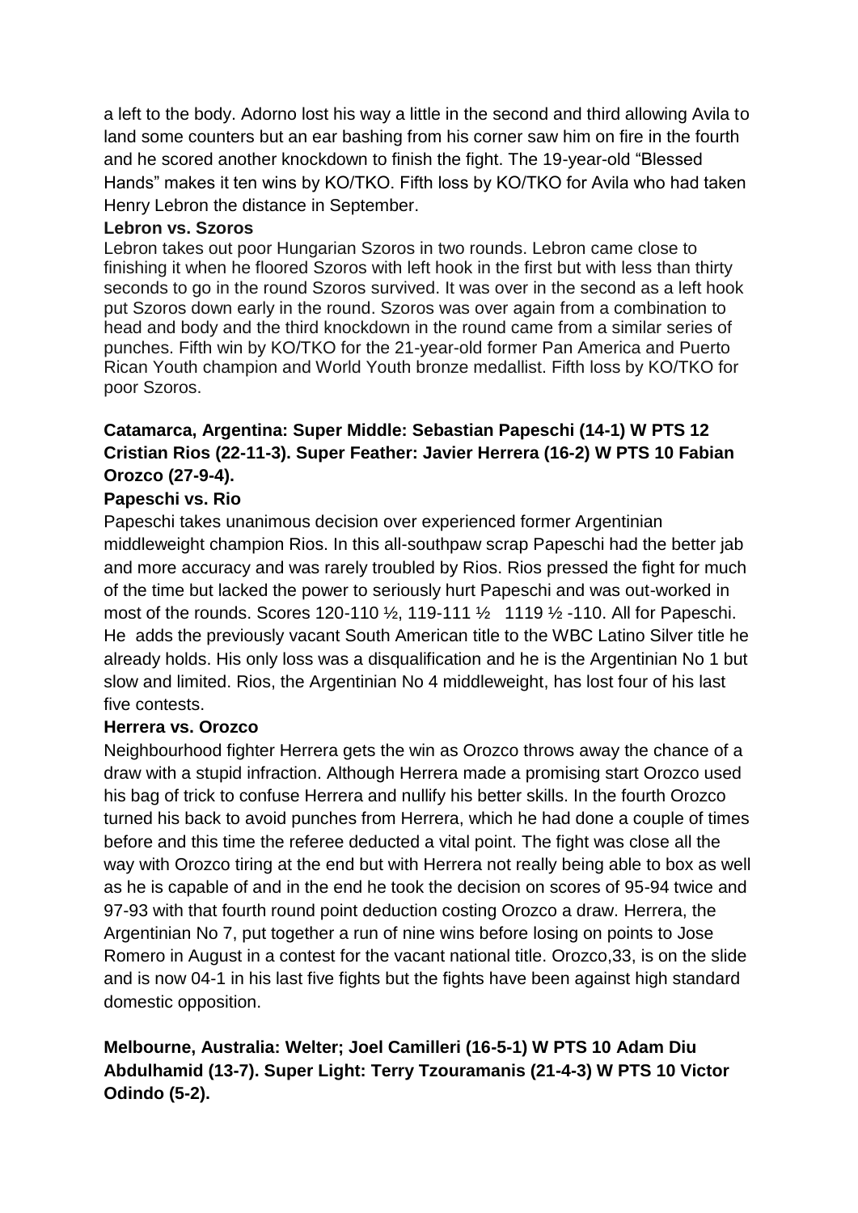a left to the body. Adorno lost his way a little in the second and third allowing Avila to land some counters but an ear bashing from his corner saw him on fire in the fourth and he scored another knockdown to finish the fight. The 19-year-old "Blessed Hands" makes it ten wins by KO/TKO. Fifth loss by KO/TKO for Avila who had taken Henry Lebron the distance in September.

**Lebron vs. Szoros**

Lebron takes out poor Hungarian Szoros in two rounds. Lebron came close to finishing it when he floored Szoros with left hook in the first but with less than thirty seconds to go in the round Szoros survived. It was over in the second as a left hook put Szoros down early in the round. Szoros was over again from a combination to head and body and the third knockdown in the round came from a similar series of punches. Fifth win by KO/TKO for the 21-year-old former Pan America and Puerto Rican Youth champion and World Youth bronze medallist. Fifth loss by KO/TKO for poor Szoros.

**Catamarca, Argentina: Super Middle: Sebastian Papeschi (14-1) W PTS 12 Cristian Rios (22-11-3). Super Feather: Javier Herrera (16-2) W PTS 10 Fabian Orozco (27-9-4).**

**Papeschi vs. Rio**

Papeschi takes unanimous decision over experienced former Argentinian middleweight champion Rios. In this all-southpaw scrap Papeschi had the better jab and more accuracy and was rarely troubled by Rios. Rios pressed the fight for much of the time but lacked the power to seriously hurt Papeschi and was out-worked in most of the rounds. Scores 120-110 ½, 119-111 ½ 1119 ½ -110. All for Papeschi. He adds the previously vacant South American title to the WBC Latino Silver title he already holds. His only loss was a disqualification and he is the Argentinian No 1 but slow and limited. Rios, the Argentinian No 4 middleweight, has lost four of his last five contests.

**Herrera vs. Orozco**

Neighbourhood fighter Herrera gets the win as Orozco throws away the chance of a draw with a stupid infraction. Although Herrera made a promising start Orozco used his bag of trick to confuse Herrera and nullify his better skills. In the fourth Orozco turned his back to avoid punches from Herrera, which he had done a couple of times before and this time the referee deducted a vital point. The fight was close all the way with Orozco tiring at the end but with Herrera not really being able to box as well as he is capable of and in the end he took the decision on scores of 95-94 twice and 97-93 with that fourth round point deduction costing Orozco a draw. Herrera, the Argentinian No 7, put together a run of nine wins before losing on points to Jose Romero in August in a contest for the vacant national title. Orozco,33, is on the slide and is now 04-1 in his last five fights but the fights have been against high standard domestic opposition.

**Melbourne, Australia: Welter; Joel Camilleri (16-5-1) W PTS 10 Adam Diu Abdulhamid (13-7). Super Light: Terry Tzouramanis (21-4-3) W PTS 10 Victor Odindo (5-2).**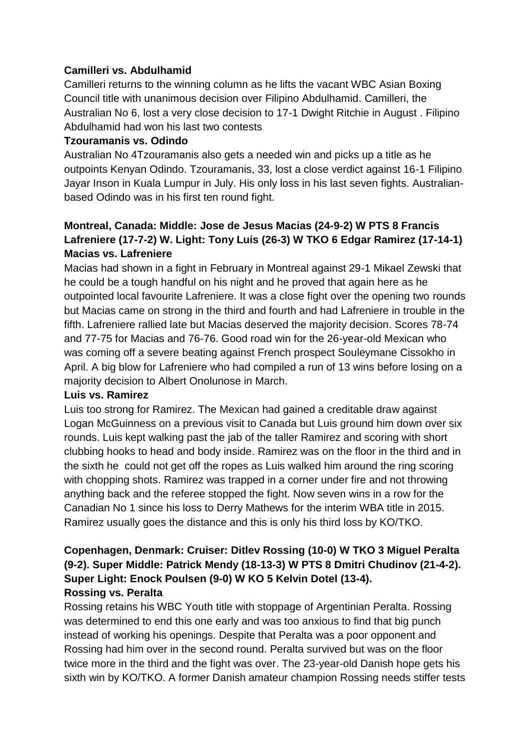**Camilleri vs. Abdulhamid**

Camilleri returns to the winning column as he lifts the vacant WBC Asian Boxing Council title with unanimous decision over Filipino Abdulhamid. Camilleri, the Australian No 6, lost a very close decision to 17-1 Dwight Ritchie in August . Filipino Abdulhamid had won his last two contests

**Tzouramanis vs. Odindo**

Australian No 4Tzouramanis also gets a needed win and picks up a title as he outpoints Kenyan Odindo. Tzouramanis, 33, lost a close verdict against 16-1 Filipino Jayar Inson in Kuala Lumpur in July. His only loss in his last seven fights. Australian-based Odindo was in his first ten round fight.

**Montreal, Canada: Middle: Jose de Jesus Macias (24-9-2) W PTS 8 Francis Lafreniere (17-7-2) W. Light: Tony Luis (26-3) W TKO 6 Edgar Ramirez (17-14-1)**

**Macias vs. Lafreniere**

Macias had shown in a fight in February in Montreal against 29-1 Mikael Zewski that he could be a tough handful on his night and he proved that again here as he outpointed local favourite Lafreniere. It was a close fight over the opening two rounds but Macias came on strong in the third and fourth and had Lafreniere in trouble in the fifth. Lafreniere rallied late but Macias deserved the majority decision. Scores 78-74 and 77-75 for Macias and 76-76. Good road win for the 26-year-old Mexican who was coming off a severe beating against French prospect Souleymane Cissokho in April. A big blow for Lafreniere who had compiled a run of 13 wins before losing on a majority decision to Albert Onolunose in March.

**Luis vs. Ramirez**

Luis too strong for Ramirez. The Mexican had gained a creditable draw against Logan McGuinness on a previous visit to Canada but Luis ground him down over six rounds. Luis kept walking past the jab of the taller Ramirez and scoring with short clubbing hooks to head and body inside. Ramirez was on the floor in the third and in the sixth he could not get off the ropes as Luis walked him around the ring scoring with chopping shots. Ramirez was trapped in a corner under fire and not throwing anything back and the referee stopped the fight. Now seven wins in a row for the Canadian No 1 since his loss to Derry Mathews for the interim WBA title in 2015. Ramirez usually goes the distance and this is only his third loss by KO/TKO.

**Copenhagen, Denmark: Cruiser: Ditlev Rossing (10-0) W TKO 3 Miguel Peralta (9-2). Super Middle: Patrick Mendy (18-13-3) W PTS 8 Dmitri Chudinov (21-4-2). Super Light: Enock Poulsen (9-0) W KO 5 Kelvin Dotel (13-4).**

**Rossing vs. Peralta**

Rossing retains his WBC Youth title with stoppage of Argentinian Peralta. Rossing was determined to end this one early and was too anxious to find that big punch instead of working his openings. Despite that Peralta was a poor opponent and Rossing had him over in the second round. Peralta survived but was on the floor twice more in the third and the fight was over. The 23-year-old Danish hope gets his sixth win by KO/TKO. A former Danish amateur champion Rossing needs stiffer tests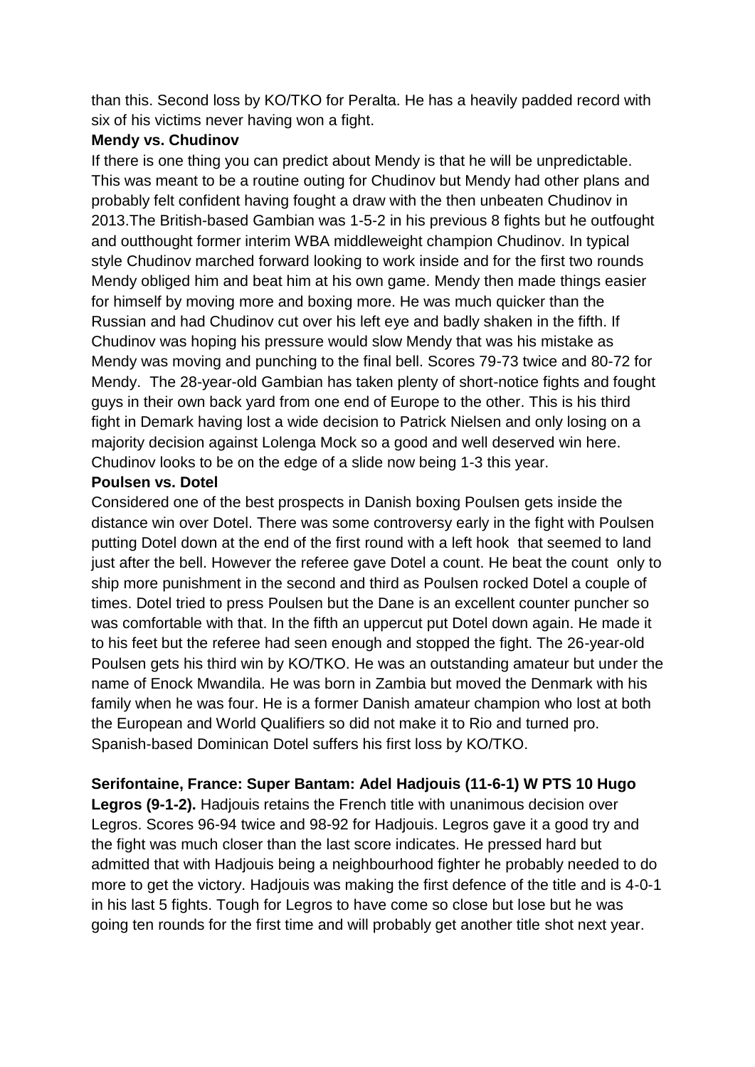than this. Second loss by KO/TKO for Peralta. He has a heavily padded record with six of his victims never having won a fight.

**Mendy vs. Chudinov**

If there is one thing you can predict about Mendy is that he will be unpredictable. This was meant to be a routine outing for Chudinov but Mendy had other plans and probably felt confident having fought a draw with the then unbeaten Chudinov in 2013.The British-based Gambian was 1-5-2 in his previous 8 fights but he outfought and outthought former interim WBA middleweight champion Chudinov. In typical style Chudinov marched forward looking to work inside and for the first two rounds Mendy obliged him and beat him at his own game. Mendy then made things easier for himself by moving more and boxing more. He was much quicker than the Russian and had Chudinov cut over his left eye and badly shaken in the fifth. If Chudinov was hoping his pressure would slow Mendy that was his mistake as Mendy was moving and punching to the final bell. Scores 79-73 twice and 80-72 for Mendy. The 28-year-old Gambian has taken plenty of short-notice fights and fought guys in their own back yard from one end of Europe to the other. This is his third fight in Demark having lost a wide decision to Patrick Nielsen and only losing on a majority decision against Lolenga Mock so a good and well deserved win here. Chudinov looks to be on the edge of a slide now being 1-3 this year.

**Poulsen vs. Dotel**

Considered one of the best prospects in Danish boxing Poulsen gets inside the distance win over Dotel. There was some controversy early in the fight with Poulsen putting Dotel down at the end of the first round with a left hook that seemed to land just after the bell. However the referee gave Dotel a count. He beat the count only to ship more punishment in the second and third as Poulsen rocked Dotel a couple of times. Dotel tried to press Poulsen but the Dane is an excellent counter puncher so was comfortable with that. In the fifth an uppercut put Dotel down again. He made it to his feet but the referee had seen enough and stopped the fight. The 26-year-old Poulsen gets his third win by KO/TKO. He was an outstanding amateur but under the name of Enock Mwandila. He was born in Zambia but moved the Denmark with his family when he was four. He is a former Danish amateur champion who lost at both the European and World Qualifiers so did not make it to Rio and turned pro. Spanish-based Dominican Dotel suffers his first loss by KO/TKO.

**Serifontaine, France: Super Bantam: Adel Hadjouis (11-6-1) W PTS 10 Hugo Legros (9-1-2).** Hadjouis retains the French title with unanimous decision over Legros. Scores 96-94 twice and 98-92 for Hadjouis. Legros gave it a good try and the fight was much closer than the last score indicates. He pressed hard but admitted that with Hadjouis being a neighbourhood fighter he probably needed to do more to get the victory. Hadjouis was making the first defence of the title and is 4-0-1 in his last 5 fights. Tough for Legros to have come so close but lose but he was going ten rounds for the first time and will probably get another title shot next year.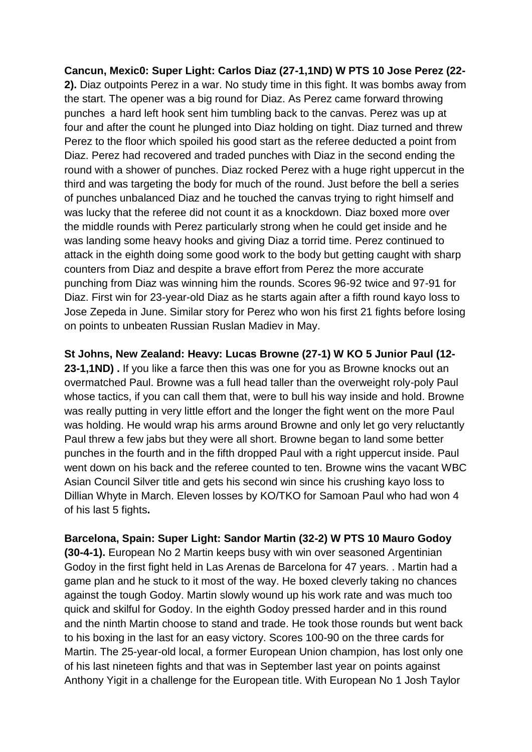**Cancun, Mexic0: Super Light: Carlos Diaz (27-1,1ND) W PTS 10 Jose Perez (22-2).** Diaz outpoints Perez in a war. No study time in this fight. It was bombs away from the start. The opener was a big round for Diaz. As Perez came forward throwing punches a hard left hook sent him tumbling back to the canvas. Perez was up at four and after the count he plunged into Diaz holding on tight. Diaz turned and threw Perez to the floor which spoiled his good start as the referee deducted a point from Diaz. Perez had recovered and traded punches with Diaz in the second ending the round with a shower of punches. Diaz rocked Perez with a huge right uppercut in the third and was targeting the body for much of the round. Just before the bell a series of punches unbalanced Diaz and he touched the canvas trying to right himself and was lucky that the referee did not count it as a knockdown. Diaz boxed more over the middle rounds with Perez particularly strong when he could get inside and he was landing some heavy hooks and giving Diaz a torrid time. Perez continued to attack in the eighth doing some good work to the body but getting caught with sharp counters from Diaz and despite a brave effort from Perez the more accurate punching from Diaz was winning him the rounds. Scores 96-92 twice and 97-91 for Diaz. First win for 23-year-old Diaz as he starts again after a fifth round kayo loss to Jose Zepeda in June. Similar story for Perez who won his first 21 fights before losing on points to unbeaten Russian Ruslan Madiev in May.

**St Johns, New Zealand: Heavy: Lucas Browne (27-1) W KO 5 Junior Paul (12-23-1,1ND) .** If you like a farce then this was one for you as Browne knocks out an overmatched Paul. Browne was a full head taller than the overweight roly-poly Paul whose tactics, if you can call them that, were to bull his way inside and hold. Browne was really putting in very little effort and the longer the fight went on the more Paul was holding. He would wrap his arms around Browne and only let go very reluctantly Paul threw a few jabs but they were all short. Browne began to land some better punches in the fourth and in the fifth dropped Paul with a right uppercut inside. Paul went down on his back and the referee counted to ten. Browne wins the vacant WBC Asian Council Silver title and gets his second win since his crushing kayo loss to Dillian Whyte in March. Eleven losses by KO/TKO for Samoan Paul who had won 4 of his last 5 fights**.**

**Barcelona, Spain: Super Light: Sandor Martin (32-2) W PTS 10 Mauro Godoy (30-4-1).** European No 2 Martin keeps busy with win over seasoned Argentinian Godoy in the first fight held in Las Arenas de Barcelona for 47 years. . Martin had a game plan and he stuck to it most of the way. He boxed cleverly taking no chances against the tough Godoy. Martin slowly wound up his work rate and was much too quick and skilful for Godoy. In the eighth Godoy pressed harder and in this round and the ninth Martin choose to stand and trade. He took those rounds but went back to his boxing in the last for an easy victory. Scores 100-90 on the three cards for Martin. The 25-year-old local, a former European Union champion, has lost only one of his last nineteen fights and that was in September last year on points against Anthony Yigit in a challenge for the European title. With European No 1 Josh Taylor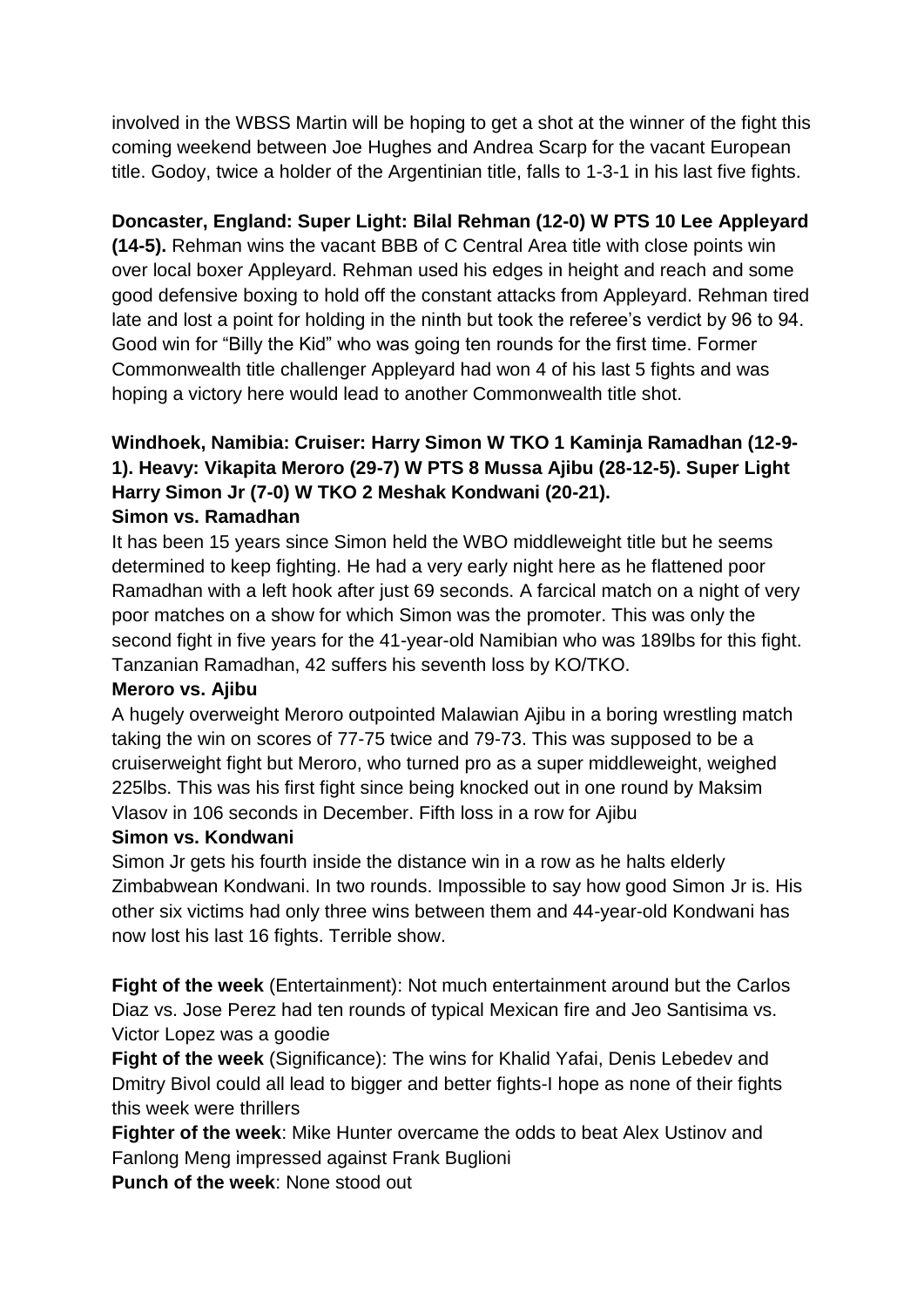involved in the WBSS Martin will be hoping to get a shot at the winner of the fight this coming weekend between Joe Hughes and Andrea Scarp for the vacant European title. Godoy, twice a holder of the Argentinian title, falls to 1-3-1 in his last five fights.

**Doncaster, England: Super Light: Bilal Rehman (12-0) W PTS 10 Lee Appleyard (14-5).** Rehman wins the vacant BBB of C Central Area title with close points win over local boxer Appleyard. Rehman used his edges in height and reach and some good defensive boxing to hold off the constant attacks from Appleyard. Rehman tired late and lost a point for holding in the ninth but took the referee's verdict by 96 to 94. Good win for "Billy the Kid" who was going ten rounds for the first time. Former Commonwealth title challenger Appleyard had won 4 of his last 5 fights and was hoping a victory here would lead to another Commonwealth title shot.

**Windhoek, Namibia: Cruiser: Harry Simon W TKO 1 Kaminja Ramadhan (12-9-1). Heavy: Vikapita Meroro (29-7) W PTS 8 Mussa Ajibu (28-12-5). Super Light Harry Simon Jr (7-0) W TKO 2 Meshak Kondwani (20-21).**

**Simon vs. Ramadhan**

It has been 15 years since Simon held the WBO middleweight title but he seems determined to keep fighting. He had a very early night here as he flattened poor Ramadhan with a left hook after just 69 seconds. A farcical match on a night of very poor matches on a show for which Simon was the promoter. This was only the second fight in five years for the 41-year-old Namibian who was 189lbs for this fight. Tanzanian Ramadhan, 42 suffers his seventh loss by KO/TKO.

**Meroro vs. Ajibu**

A hugely overweight Meroro outpointed Malawian Ajibu in a boring wrestling match taking the win on scores of 77-75 twice and 79-73. This was supposed to be a cruiserweight fight but Meroro, who turned pro as a super middleweight, weighed 225lbs. This was his first fight since being knocked out in one round by Maksim Vlasov in 106 seconds in December. Fifth loss in a row for Ajibu

**Simon vs. Kondwani**

Simon Jr gets his fourth inside the distance win in a row as he halts elderly Zimbabwean Kondwani. In two rounds. Impossible to say how good Simon Jr is. His other six victims had only three wins between them and 44-year-old Kondwani has now lost his last 16 fights. Terrible show.

**Fight of the week** (Entertainment): Not much entertainment around but the Carlos Diaz vs. Jose Perez had ten rounds of typical Mexican fire and Jeo Santisima vs. Victor Lopez was a goodie

**Fight of the week** (Significance): The wins for Khalid Yafai, Denis Lebedev and Dmitry Bivol could all lead to bigger and better fights-I hope as none of their fights this week were thrillers

**Fighter of the week**: Mike Hunter overcame the odds to beat Alex Ustinov and Fanlong Meng impressed against Frank Buglioni

**Punch of the week**: None stood out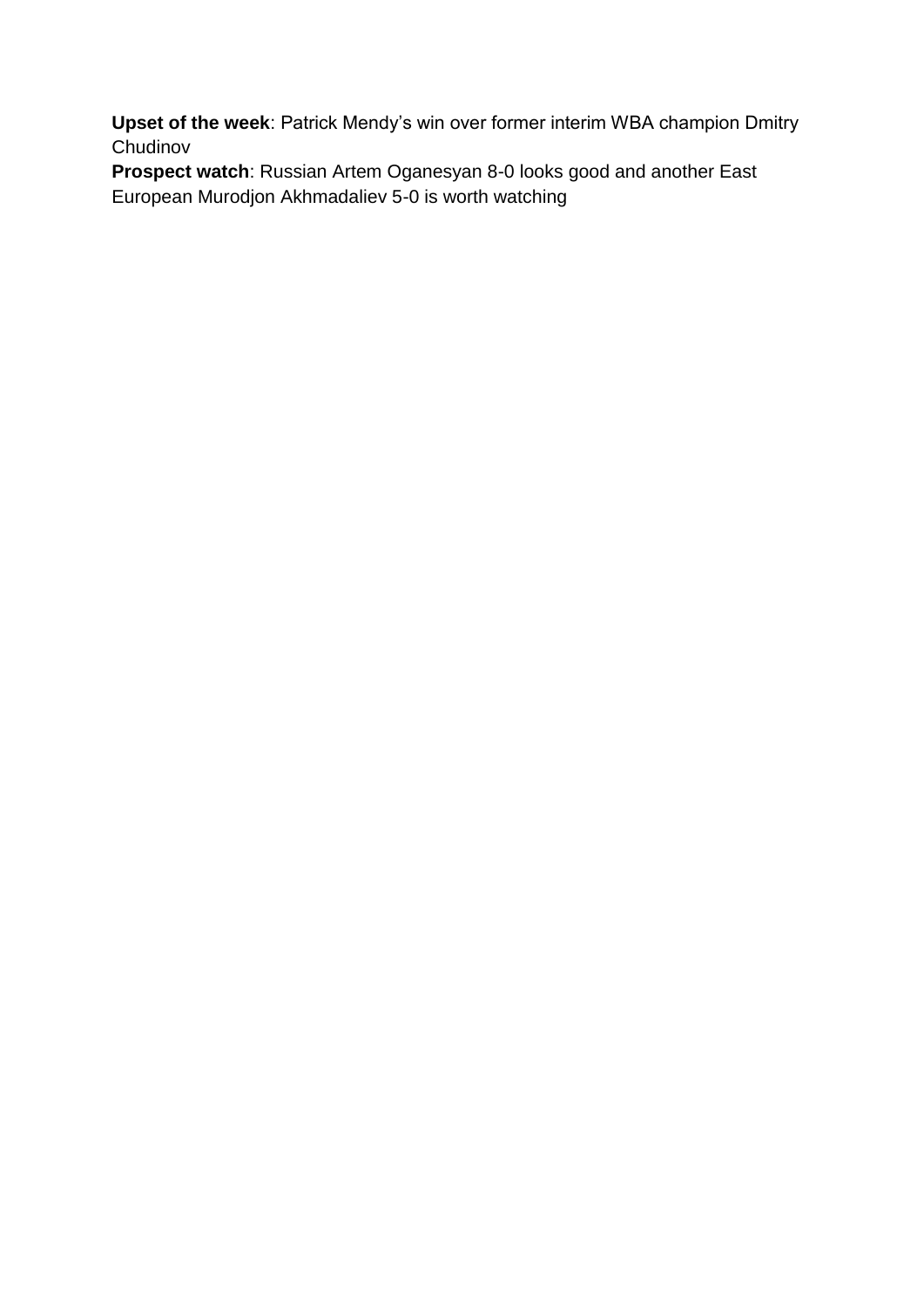**Upset of the week**: Patrick Mendy's win over former interim WBA champion Dmitry Chudinov
**Prospect watch**: Russian Artem Oganesyan 8-0 looks good and another East European Murodjon Akhmadaliev 5-0 is worth watching